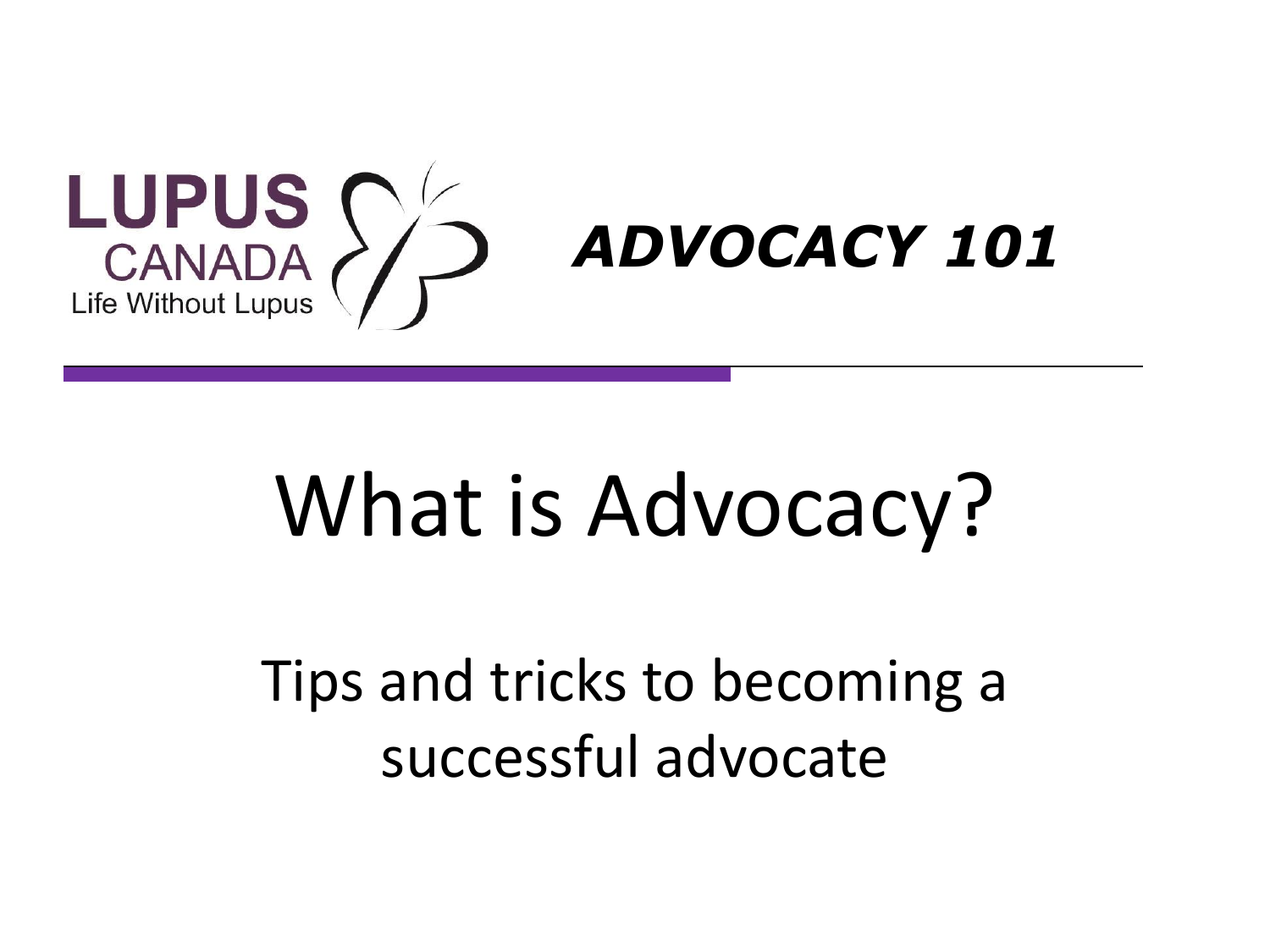LUPUS CANADA
Life Without Lupus

***ADVOCACY 101***

# What is Advocacy?

Tips and tricks to becoming a successful advocate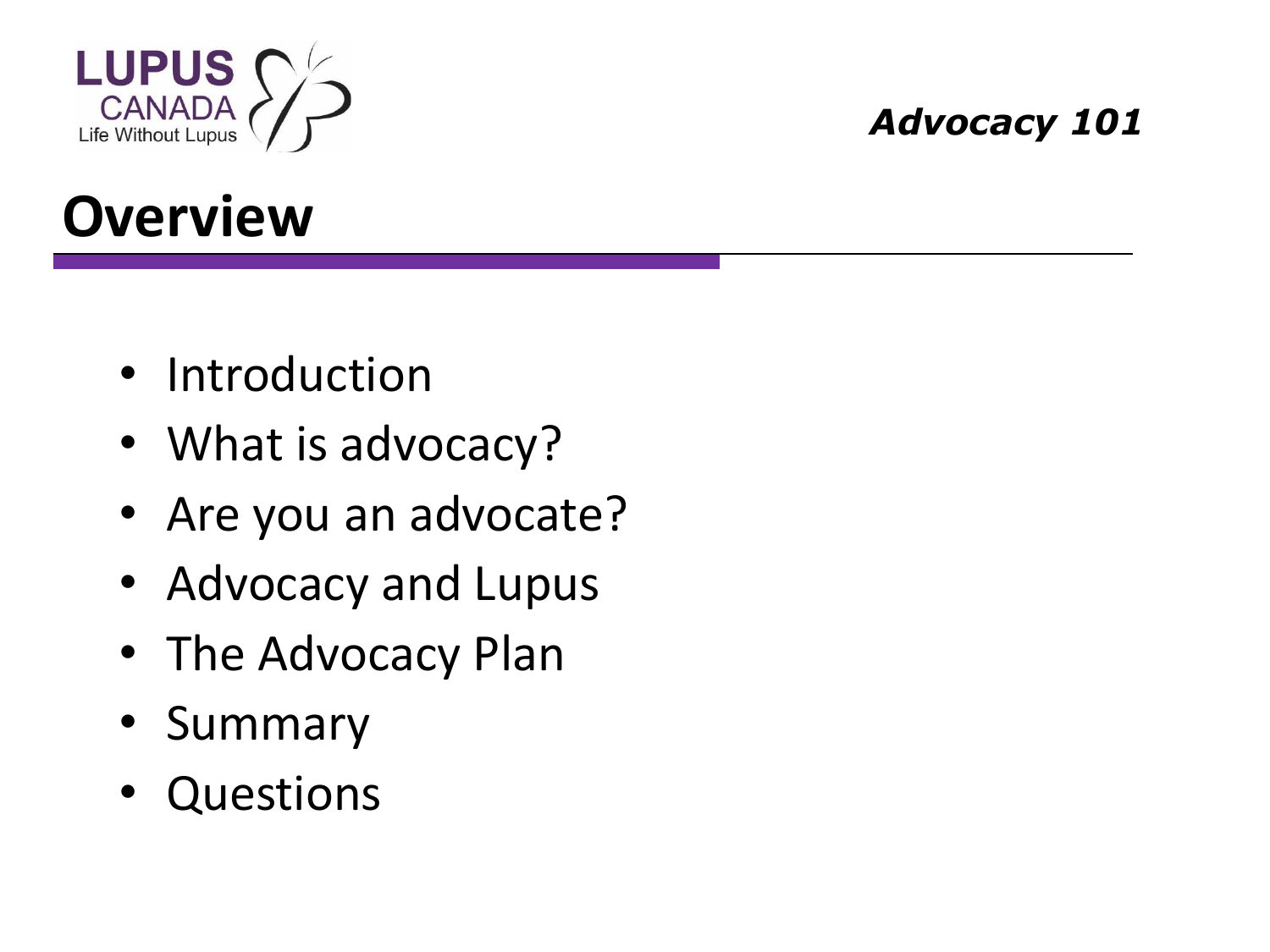# Overview

- Introduction
- What is advocacy?
- Are you an advocate?
- Advocacy and Lupus
- The Advocacy Plan
- Summary
- Questions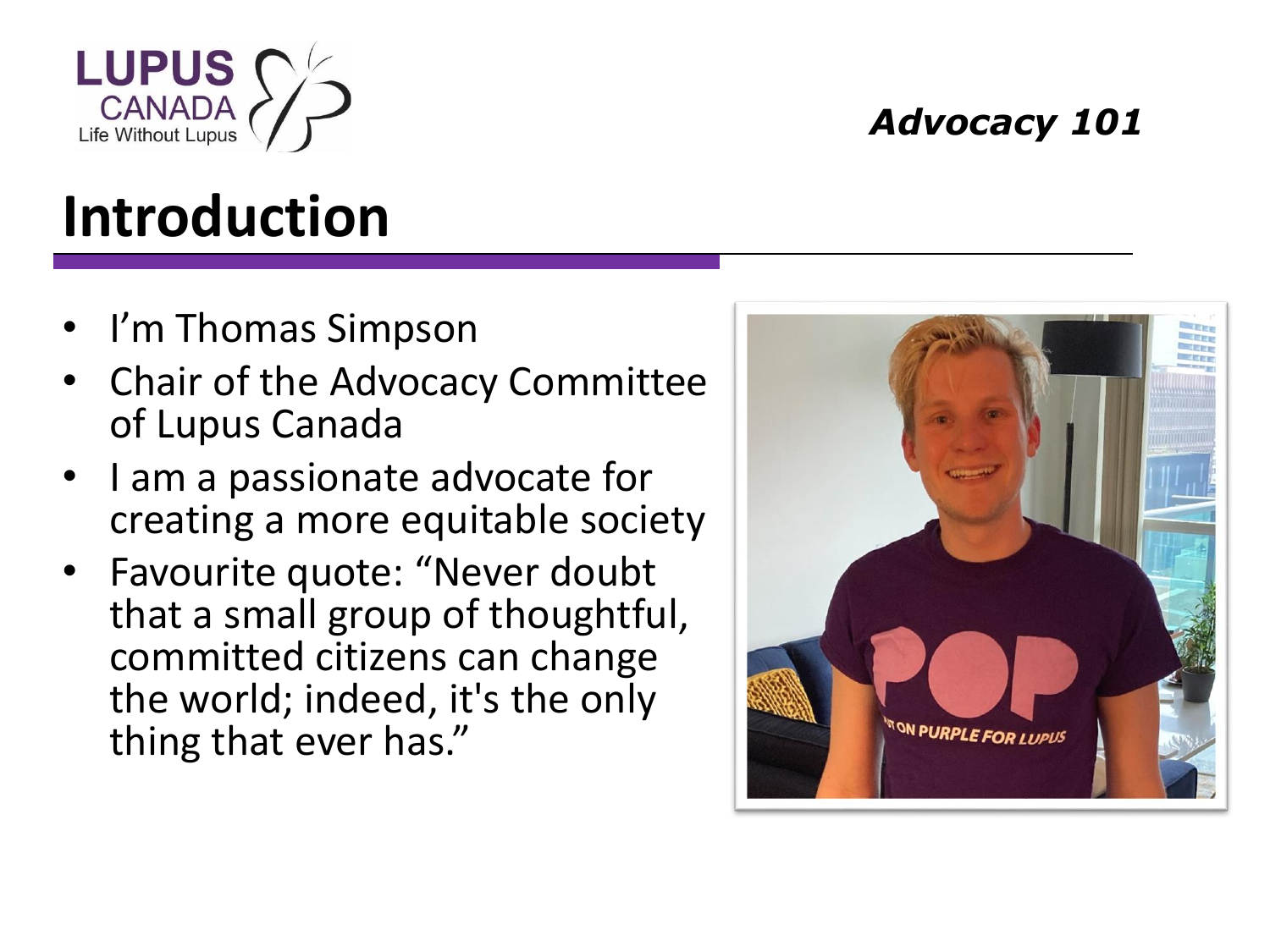# Introduction

- I'm Thomas Simpson
- Chair of the Advocacy Committee of Lupus Canada
- I am a passionate advocate for creating a more equitable society
- Favourite quote: "Never doubt that a small group of thoughtful, committed citizens can change the world; indeed, it's the only thing that ever has."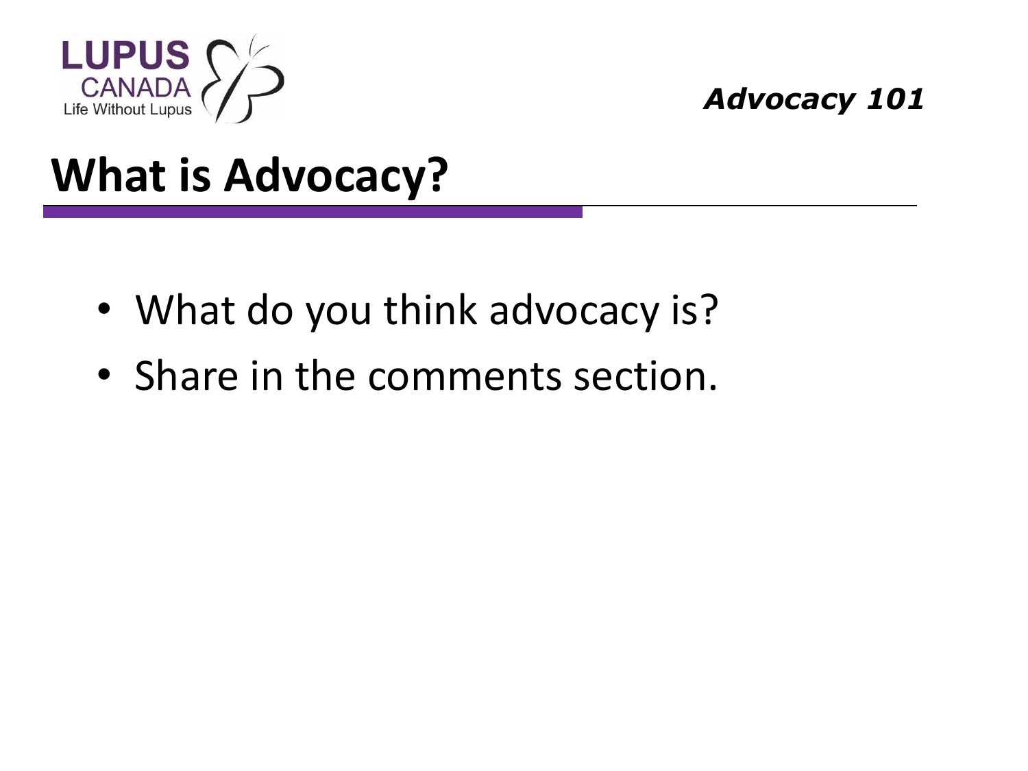# What is Advocacy?

- What do you think advocacy is?
- Share in the comments section.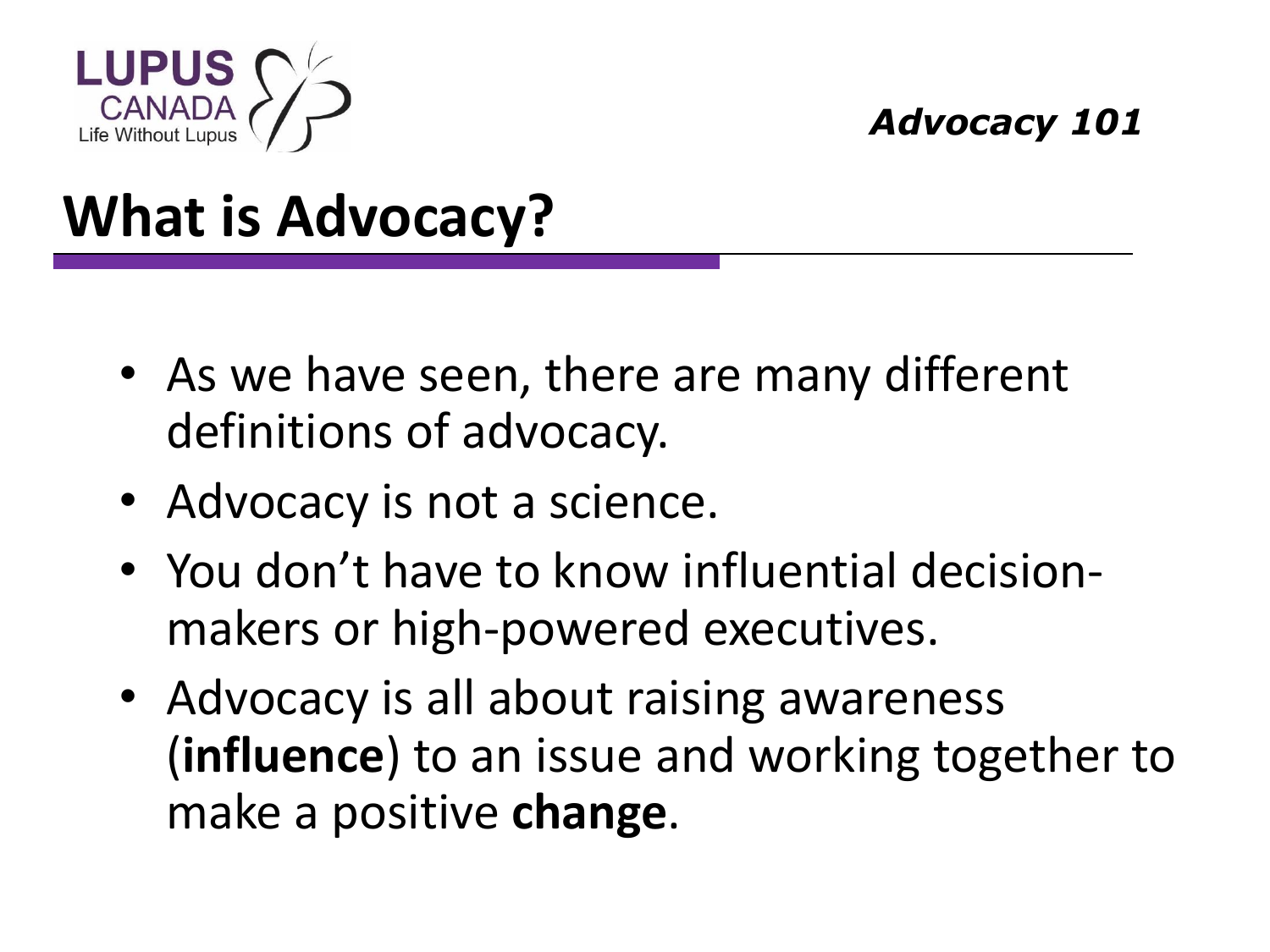# What is Advocacy?

- As we have seen, there are many different definitions of advocacy.
- Advocacy is not a science.
- You don't have to know influential decision-makers or high-powered executives.
- Advocacy is all about raising awareness (**influence**) to an issue and working together to make a positive **change**.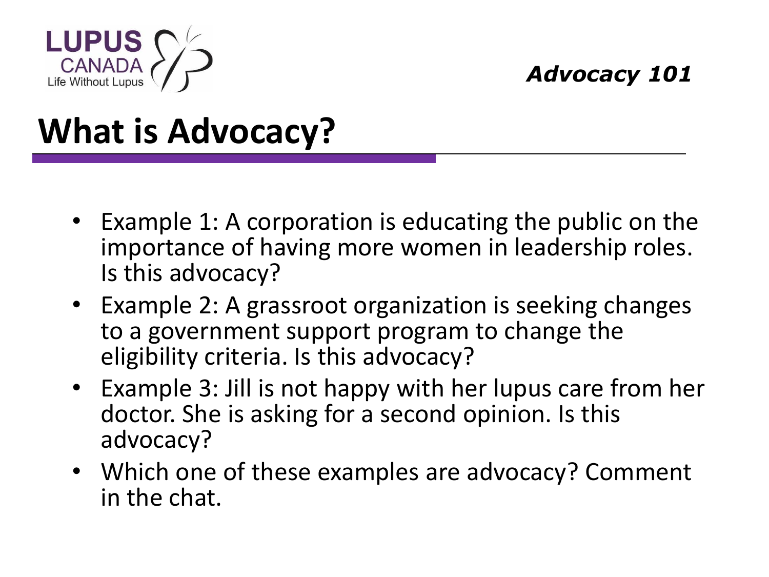# What is Advocacy?

- Example 1: A corporation is educating the public on the importance of having more women in leadership roles. Is this advocacy?
- Example 2: A grassroot organization is seeking changes to a government support program to change the eligibility criteria. Is this advocacy?
- Example 3: Jill is not happy with her lupus care from her doctor. She is asking for a second opinion. Is this advocacy?
- Which one of these examples are advocacy? Comment in the chat.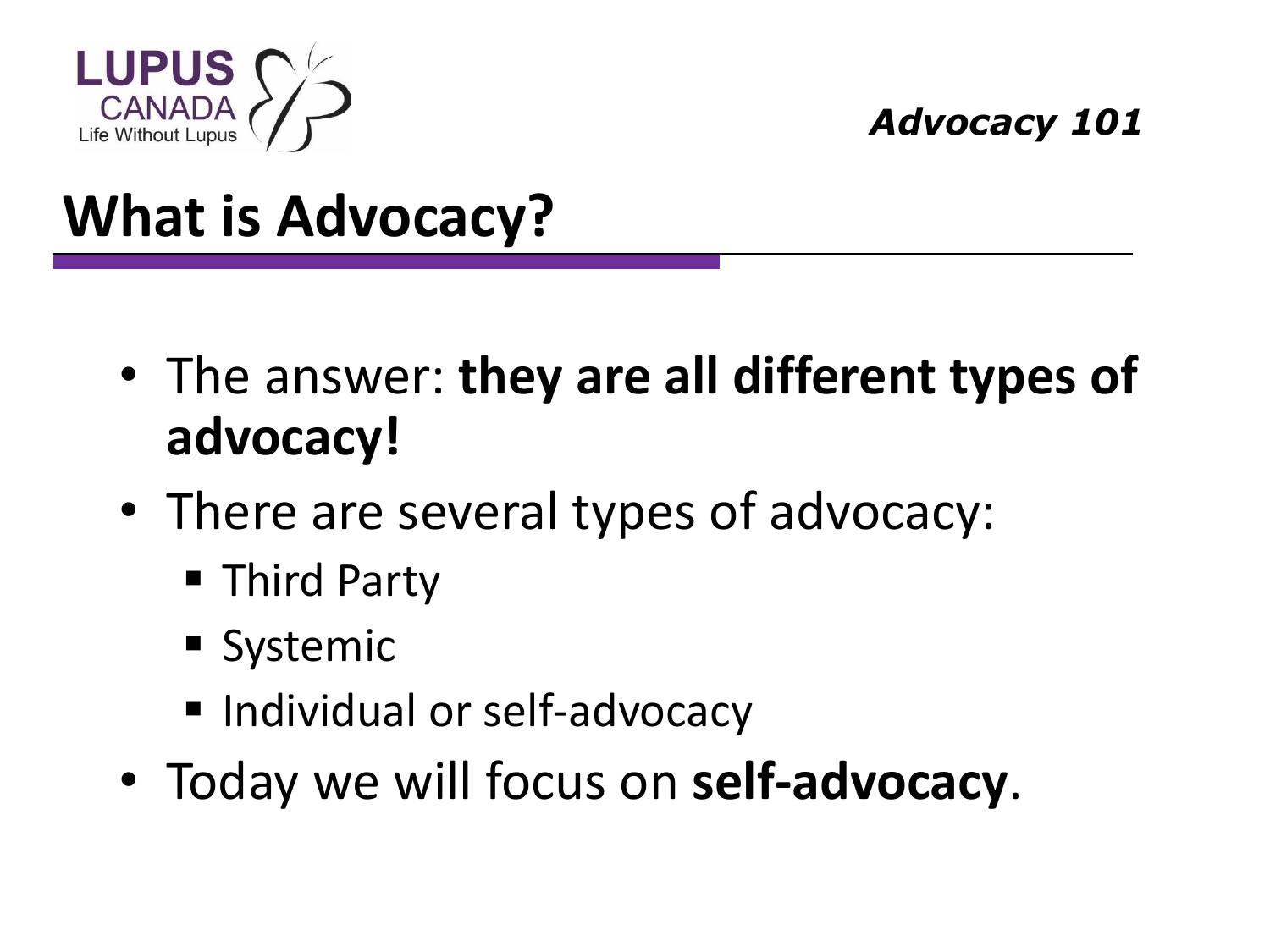# What is Advocacy?

- The answer: **they are all different types of advocacy!**
- There are several types of advocacy:
  - Third Party
  - Systemic
  - Individual or self-advocacy
- Today we will focus on **self-advocacy**.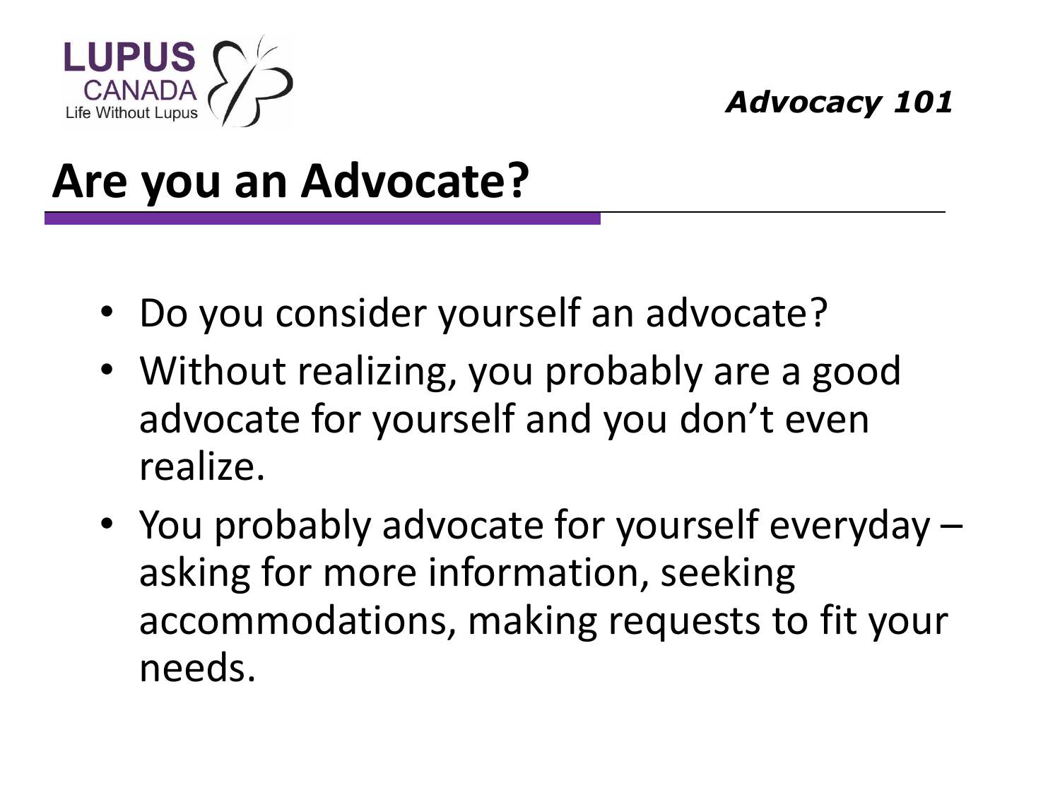## Are you an Advocate?

- Do you consider yourself an advocate?
- Without realizing, you probably are a good advocate for yourself and you don't even realize.
- You probably advocate for yourself everyday – asking for more information, seeking accommodations, making requests to fit your needs.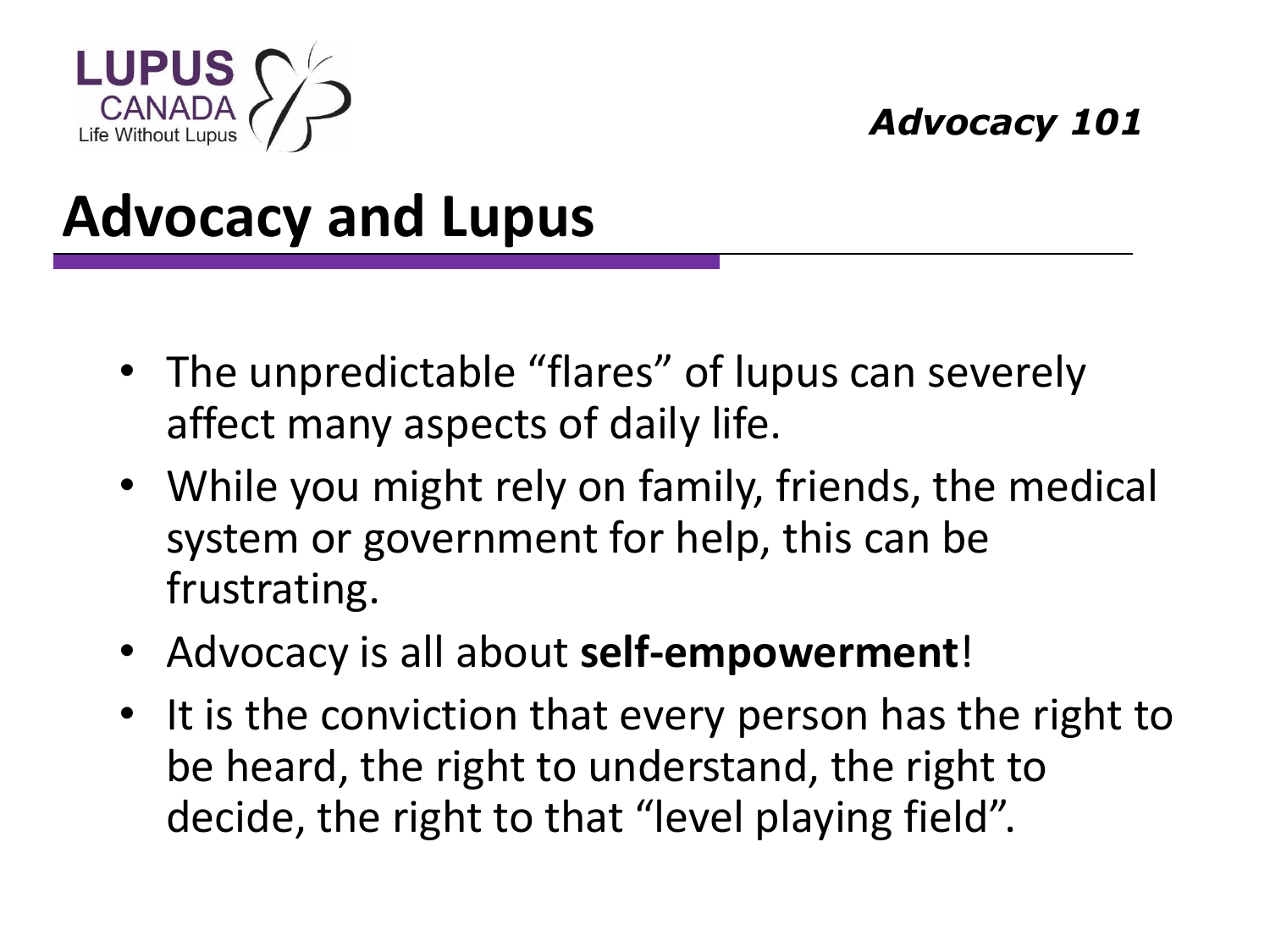## Advocacy and Lupus

- The unpredictable “flares” of lupus can severely affect many aspects of daily life.
- While you might rely on family, friends, the medical system or government for help, this can be frustrating.
- Advocacy is all about **self-empowerment**!
- It is the conviction that every person has the right to be heard, the right to understand, the right to decide, the right to that “level playing field”.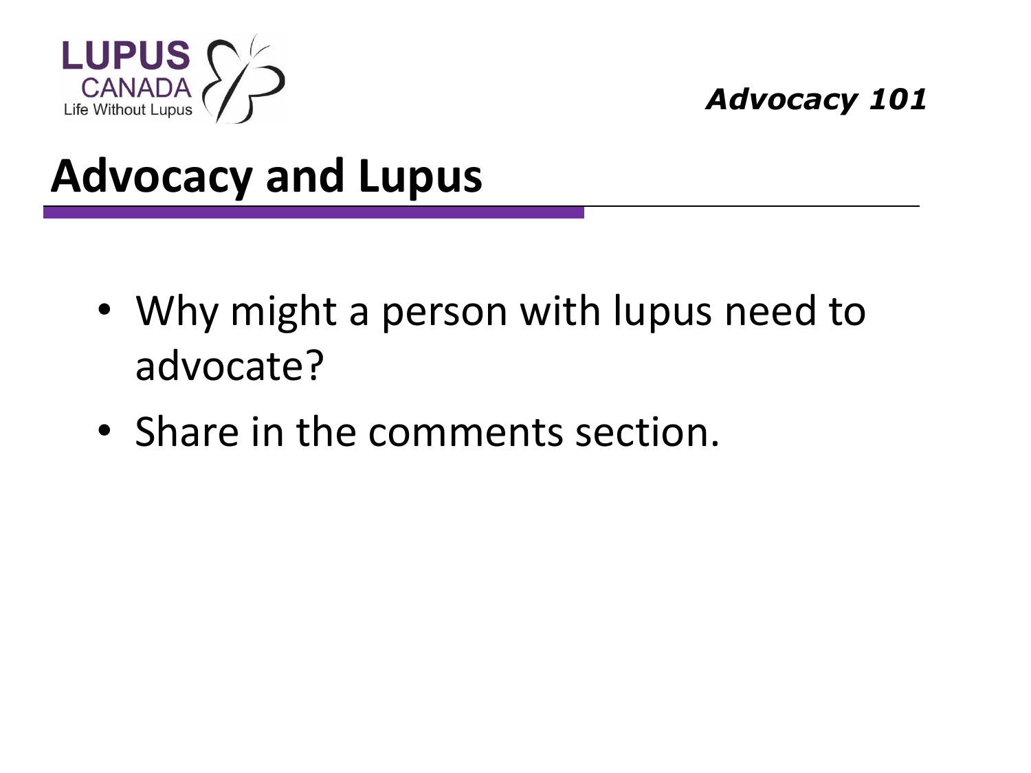## Advocacy and Lupus

- Why might a person with lupus need to advocate?
- Share in the comments section.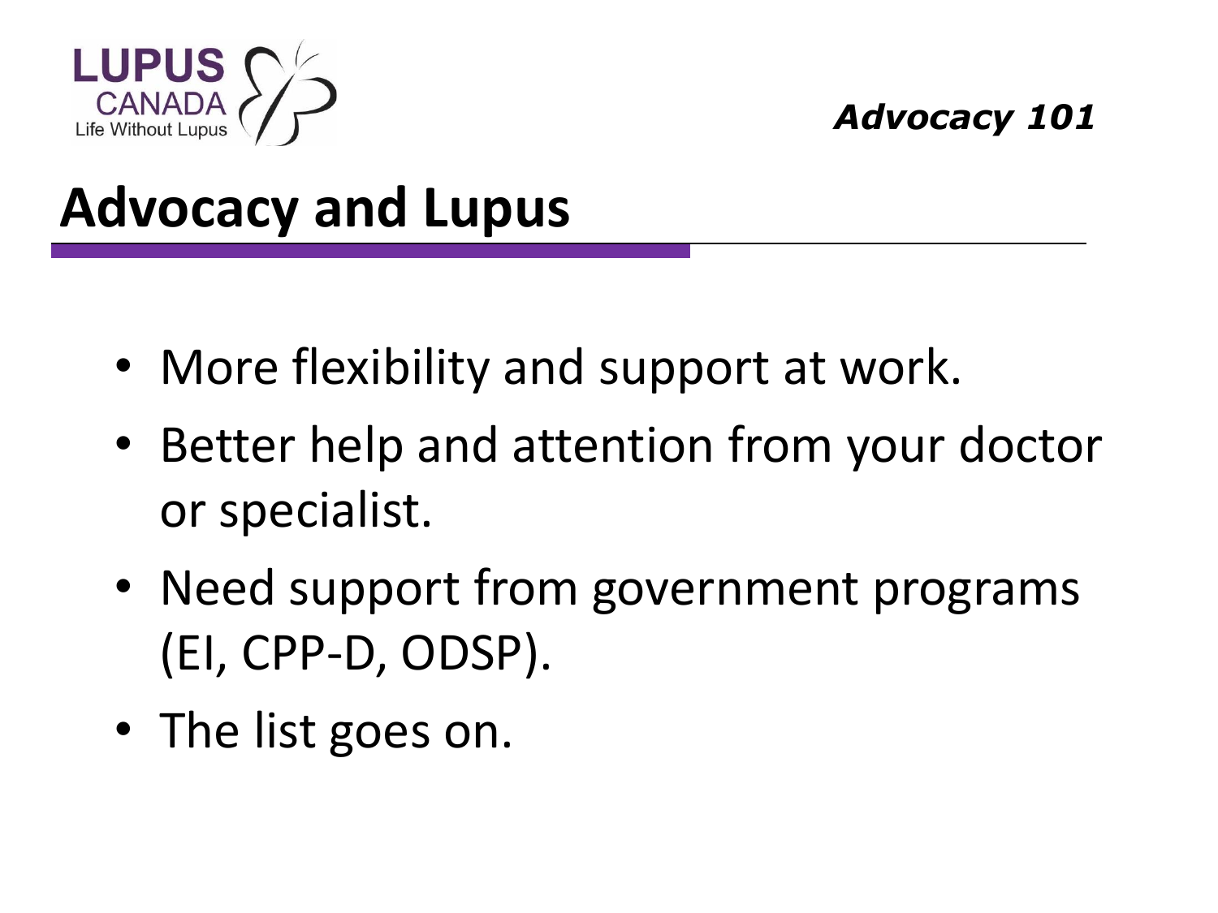## Advocacy and Lupus

- More flexibility and support at work.
- Better help and attention from your doctor or specialist.
- Need support from government programs (EI, CPP-D, ODSP).
- The list goes on.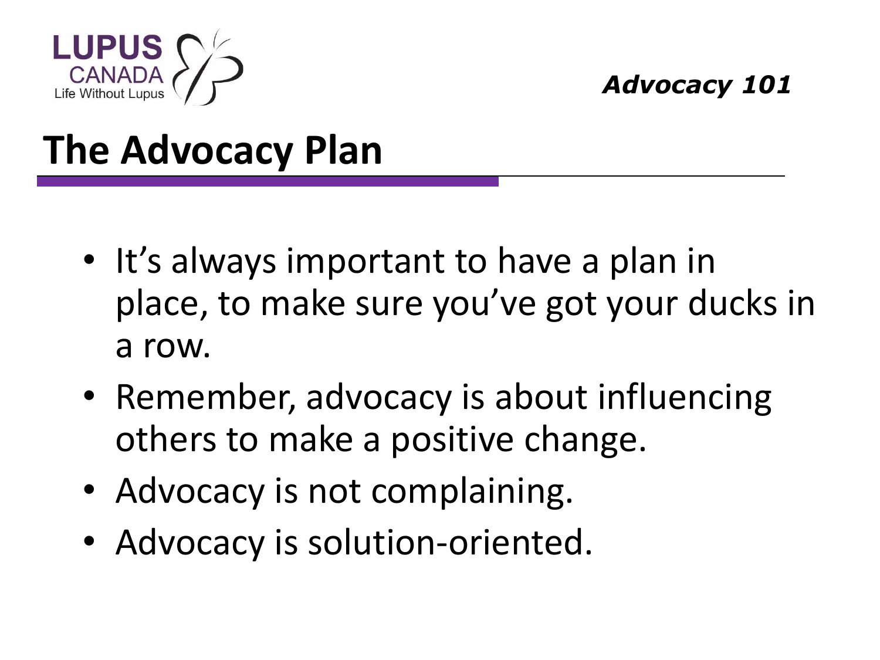# The Advocacy Plan

- It's always important to have a plan in place, to make sure you've got your ducks in a row.
- Remember, advocacy is about influencing others to make a positive change.
- Advocacy is not complaining.
- Advocacy is solution-oriented.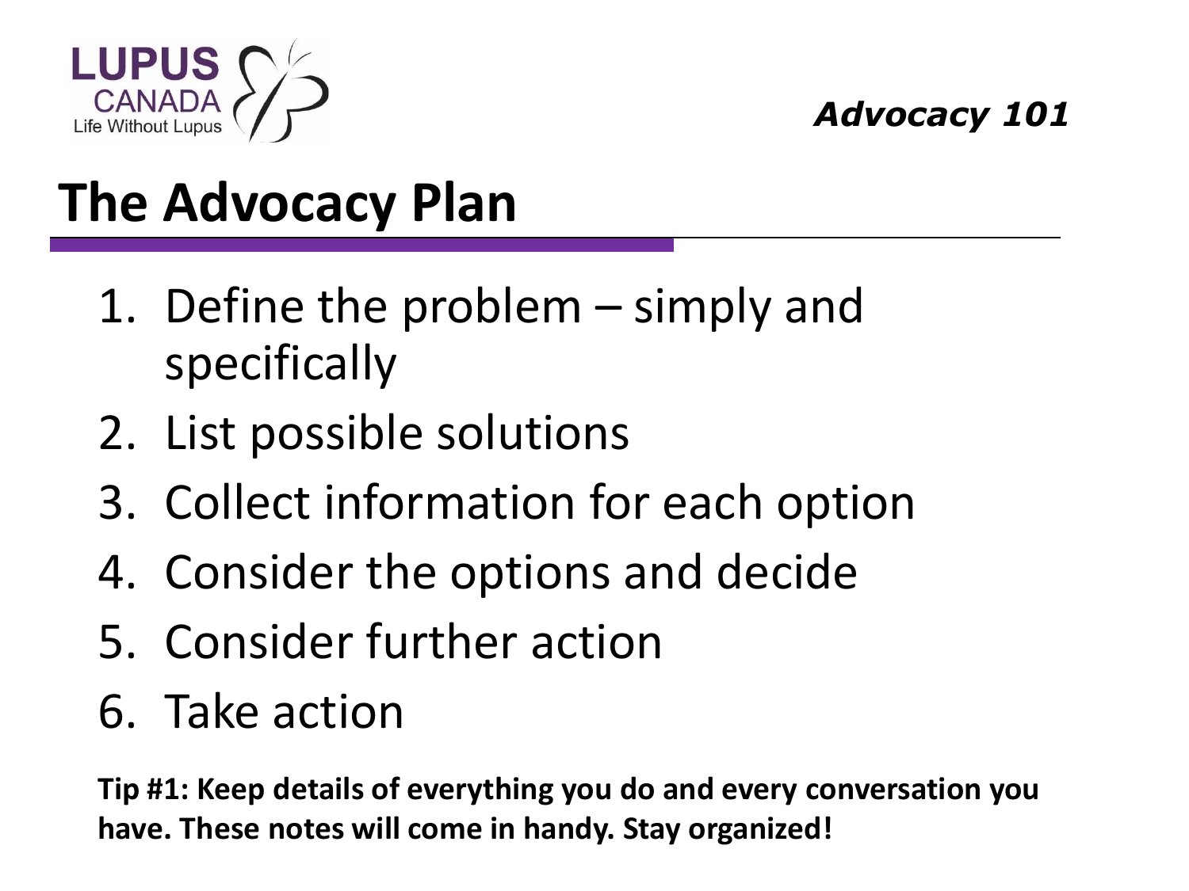*Advocacy 101*

# The Advocacy Plan

1. Define the problem – simply and specifically
2. List possible solutions
3. Collect information for each option
4. Consider the options and decide
5. Consider further action
6. Take action

**Tip #1: Keep details of everything you do and every conversation you have. These notes will come in handy. Stay organized!**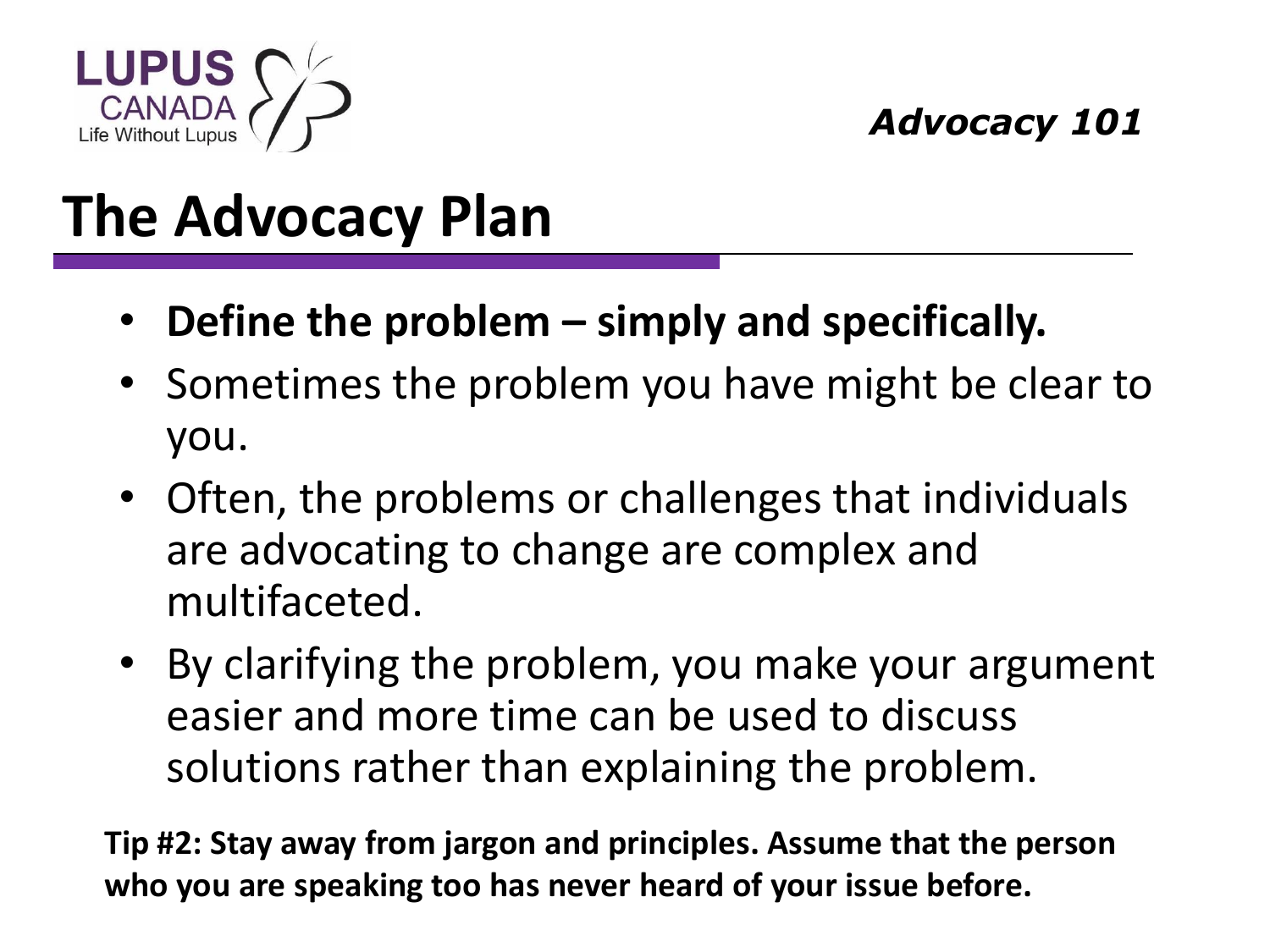# The Advocacy Plan

- **Define the problem – simply and specifically.**
- Sometimes the problem you have might be clear to you.
- Often, the problems or challenges that individuals are advocating to change are complex and multifaceted.
- By clarifying the problem, you make your argument easier and more time can be used to discuss solutions rather than explaining the problem.

**Tip #2: Stay away from jargon and principles. Assume that the person who you are speaking too has never heard of your issue before.**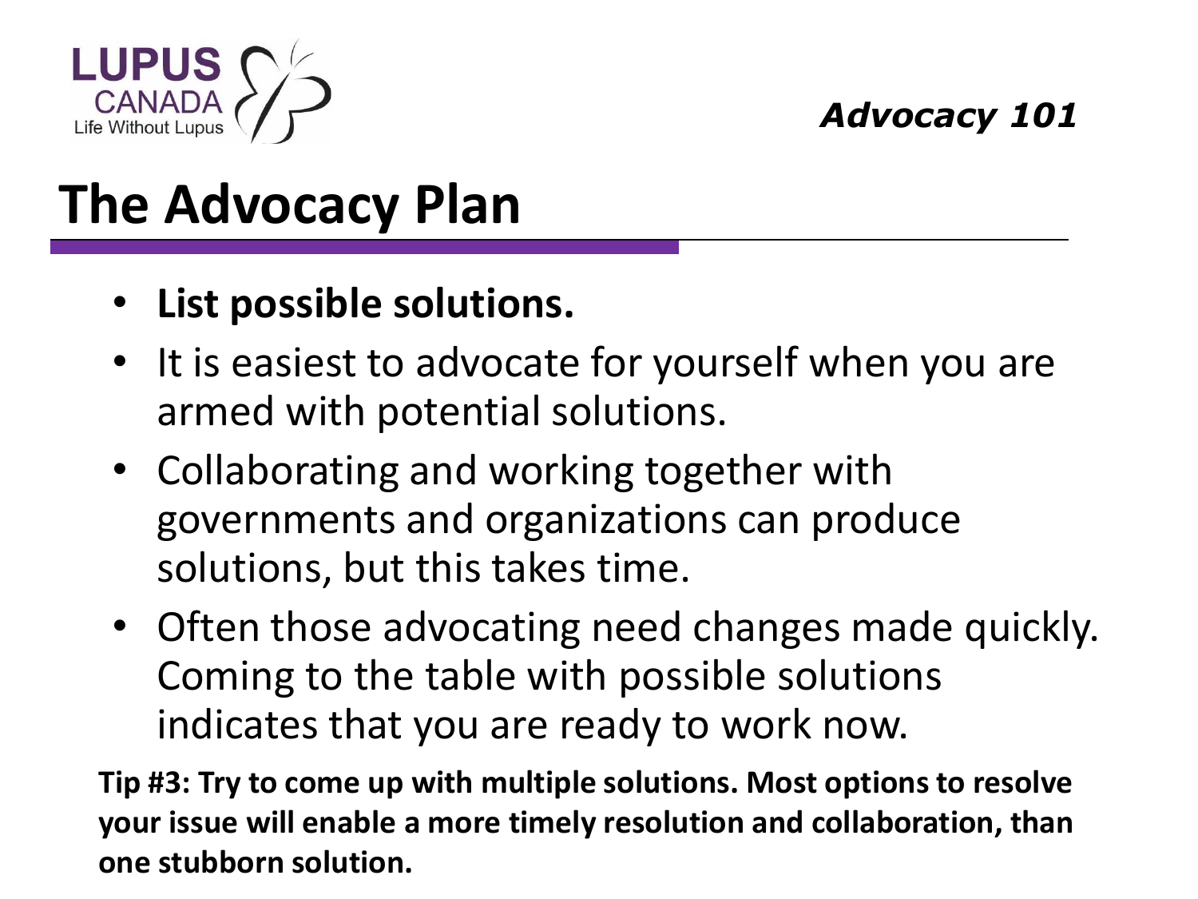# The Advocacy Plan

- **List possible solutions.**
- It is easiest to advocate for yourself when you are armed with potential solutions.
- Collaborating and working together with governments and organizations can produce solutions, but this takes time.
- Often those advocating need changes made quickly. Coming to the table with possible solutions indicates that you are ready to work now.

**Tip #3: Try to come up with multiple solutions. Most options to resolve your issue will enable a more timely resolution and collaboration, than one stubborn solution.**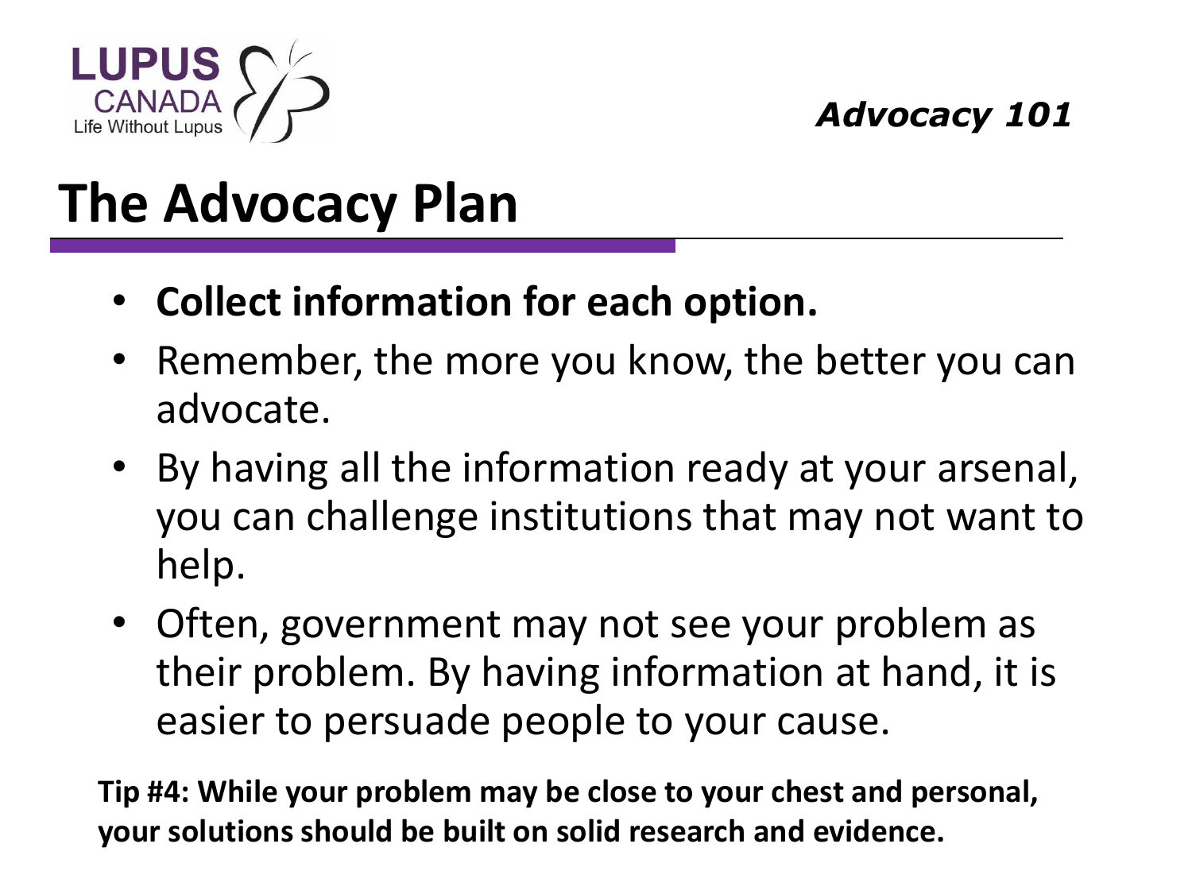# The Advocacy Plan

- **Collect information for each option.**
- Remember, the more you know, the better you can advocate.
- By having all the information ready at your arsenal, you can challenge institutions that may not want to help.
- Often, government may not see your problem as their problem. By having information at hand, it is easier to persuade people to your cause.

**Tip #4: While your problem may be close to your chest and personal, your solutions should be built on solid research and evidence.**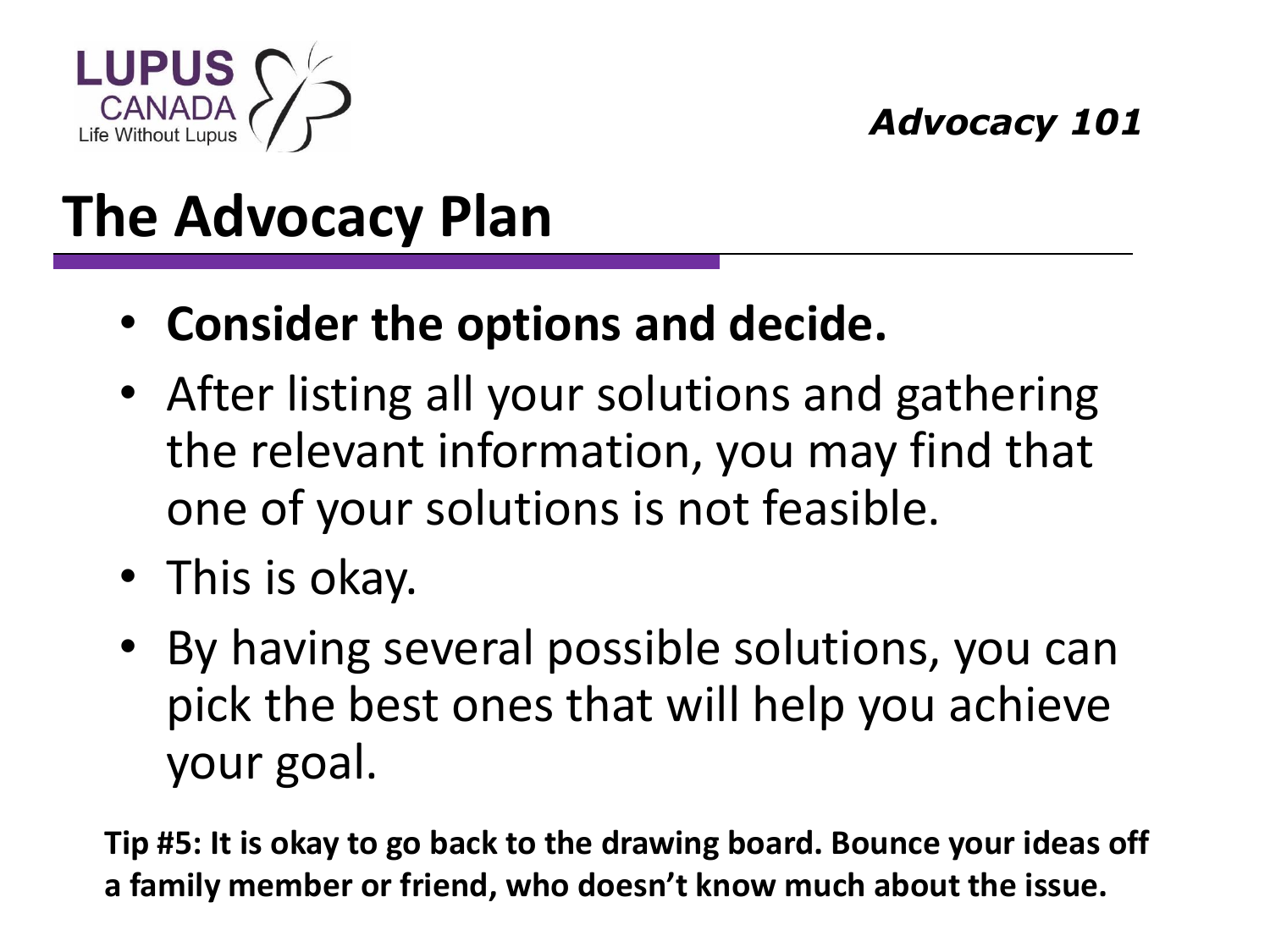*Advocacy 101*

# The Advocacy Plan

- **Consider the options and decide.**
- After listing all your solutions and gathering the relevant information, you may find that one of your solutions is not feasible.
- This is okay.
- By having several possible solutions, you can pick the best ones that will help you achieve your goal.

**Tip #5: It is okay to go back to the drawing board. Bounce your ideas off a family member or friend, who doesn't know much about the issue.**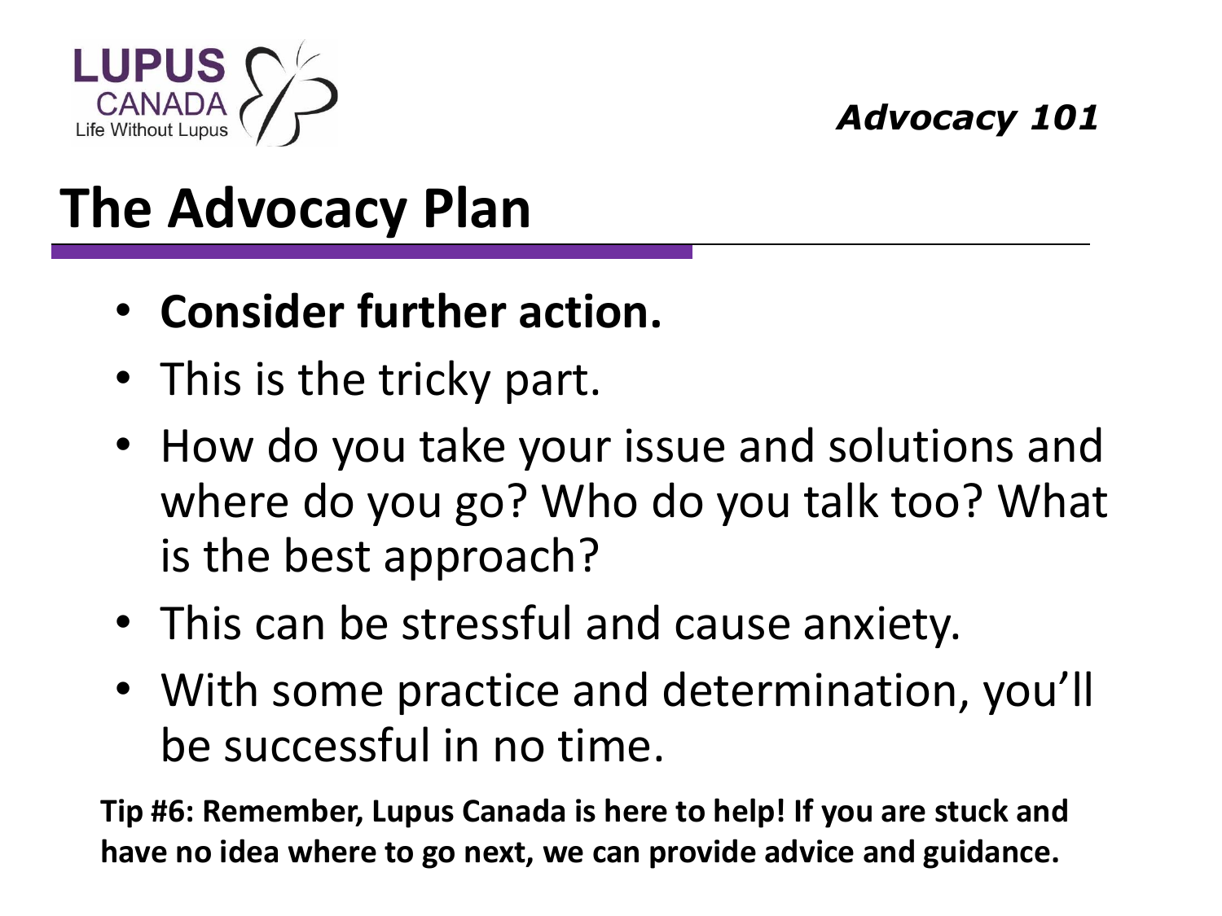*Advocacy 101*

# The Advocacy Plan

- **Consider further action.**
- This is the tricky part.
- How do you take your issue and solutions and where do you go? Who do you talk too? What is the best approach?
- This can be stressful and cause anxiety.
- With some practice and determination, you'll be successful in no time.

**Tip #6: Remember, Lupus Canada is here to help! If you are stuck and have no idea where to go next, we can provide advice and guidance.**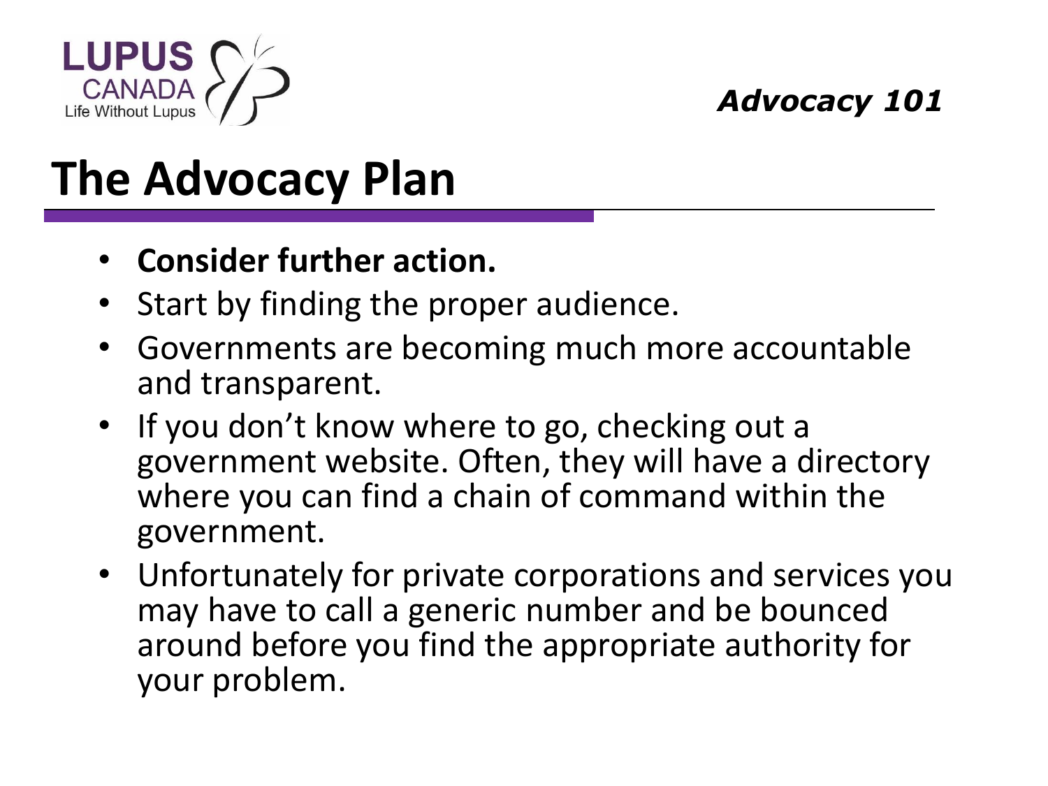# The Advocacy Plan

- **Consider further action.**
- Start by finding the proper audience.
- Governments are becoming much more accountable and transparent.
- If you don't know where to go, checking out a government website. Often, they will have a directory where you can find a chain of command within the government.
- Unfortunately for private corporations and services you may have to call a generic number and be bounced around before you find the appropriate authority for your problem.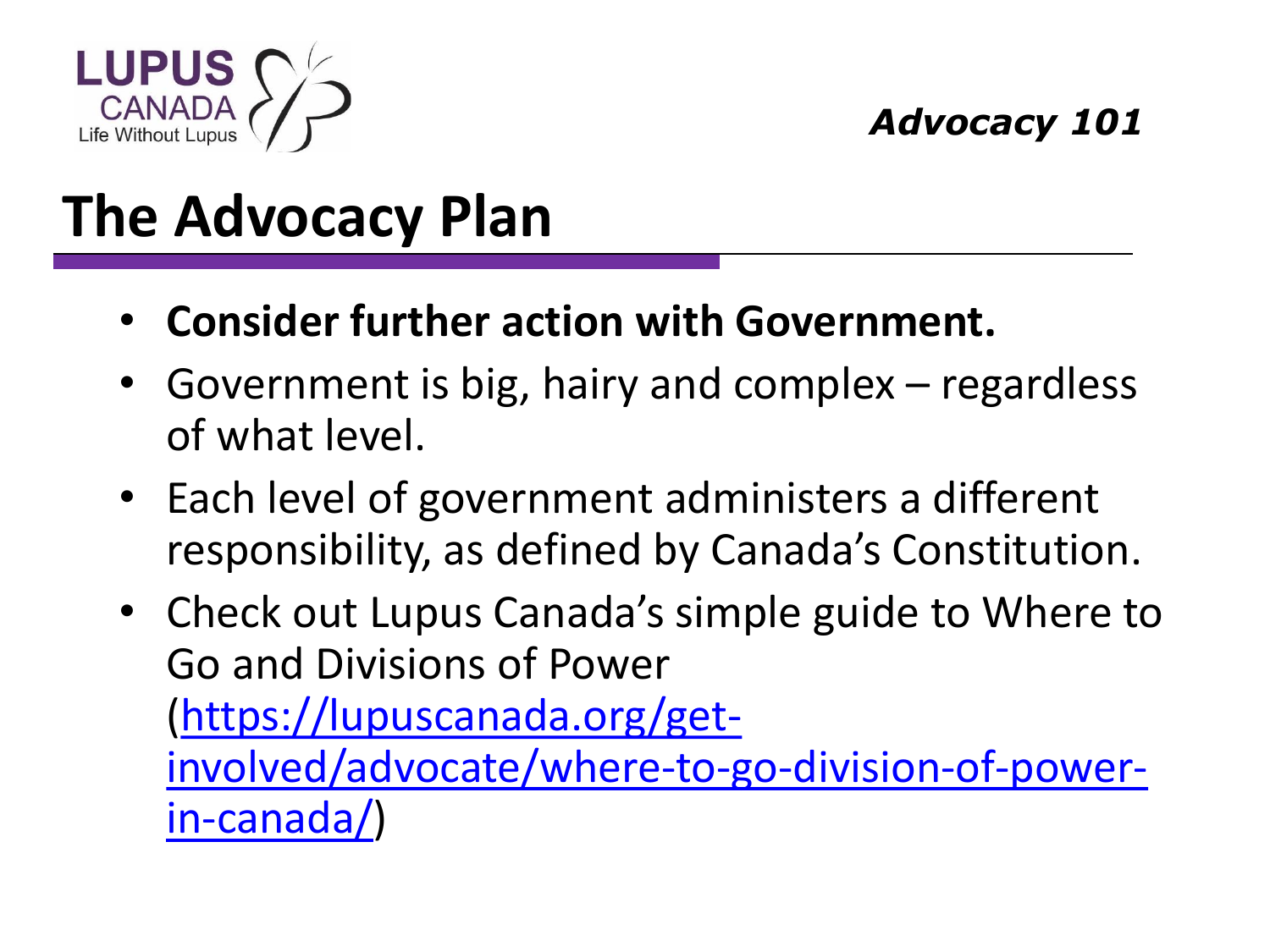# The Advocacy Plan

- **Consider further action with Government.**
- Government is big, hairy and complex – regardless of what level.
- Each level of government administers a different responsibility, as defined by Canada's Constitution.
- Check out Lupus Canada's simple guide to Where to Go and Divisions of Power (https://lupuscanada.org/get-involved/advocate/where-to-go-division-of-power-in-canada/)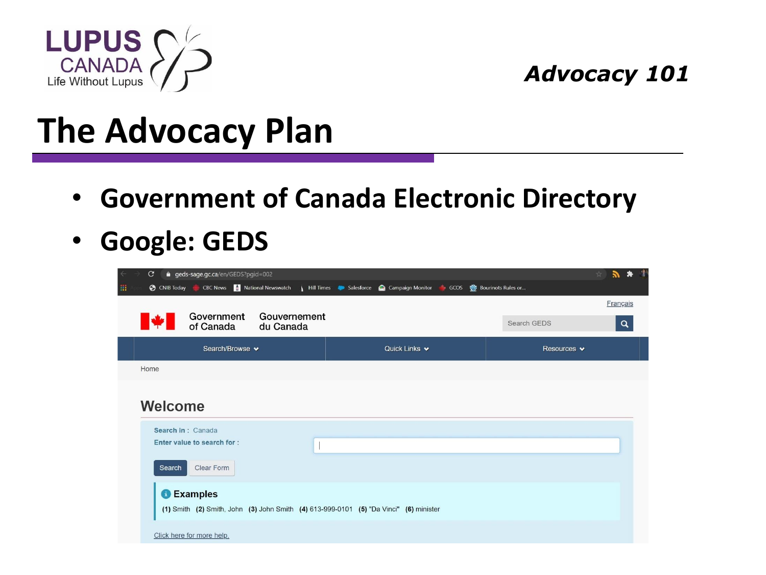LUPUS CANADA
Life Without Lupus

*Advocacy 101*

# The Advocacy Plan

- **Government of Canada Electronic Directory**
- **Google: GEDS**

geds-sage.gc.ca/en/GEDS?pgid=002

Français

Government of Canada | Gouvernement du Canada

Search GEDS

Search/Browse | Quick Links | Resources

Home

## Welcome

**Search in :** Canada

**Enter value to search for :**

Search | Clear Form

**Examples**

**(1)** Smith **(2)** Smith, John **(3)** John Smith **(4)** 613-999-0101 **(5)** "Da Vinci" **(6)** minister

Click here for more help.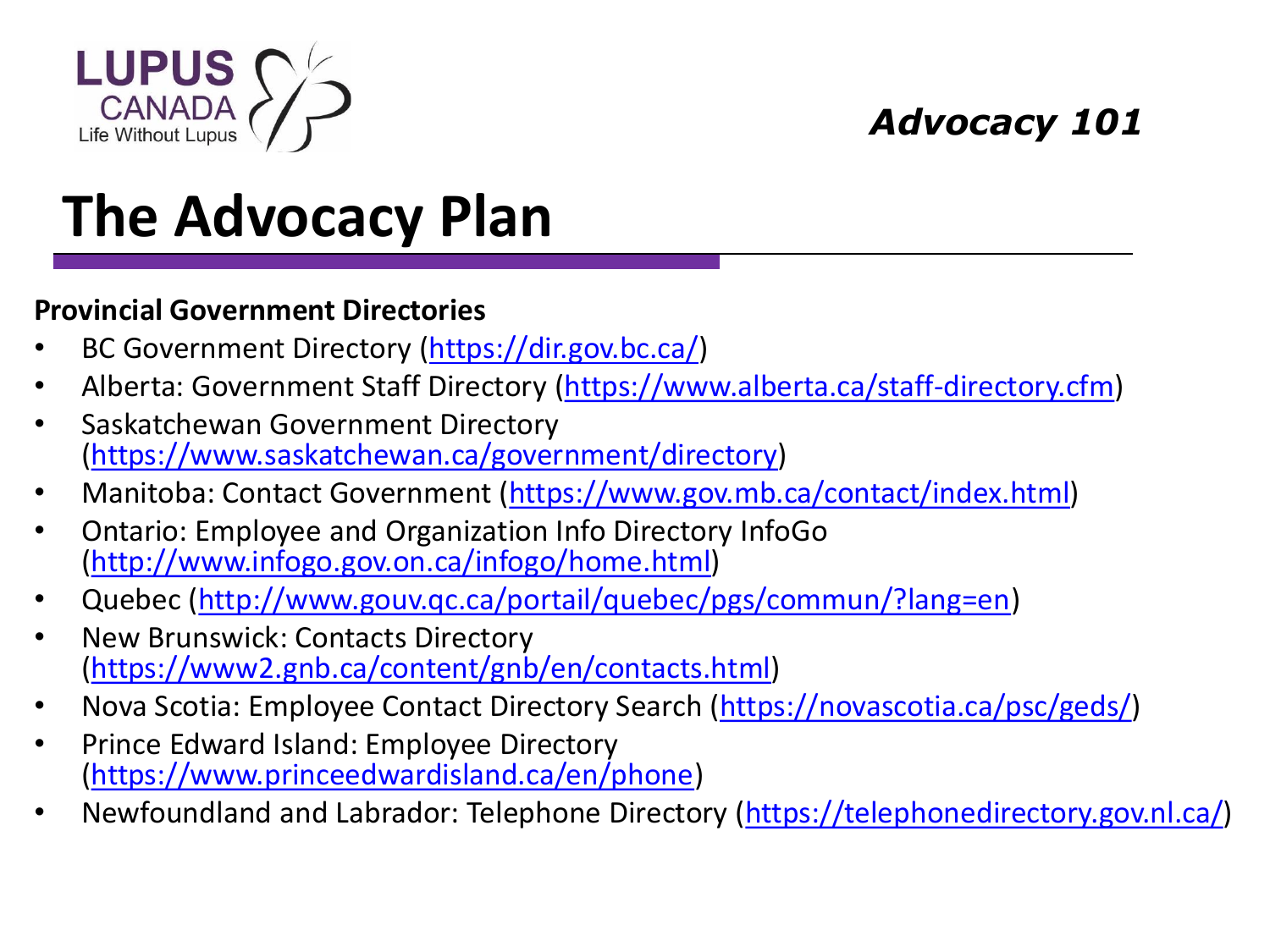# The Advocacy Plan

**Provincial Government Directories**

- BC Government Directory (https://dir.gov.bc.ca/)
- Alberta: Government Staff Directory (https://www.alberta.ca/staff-directory.cfm)
- Saskatchewan Government Directory (https://www.saskatchewan.ca/government/directory)
- Manitoba: Contact Government (https://www.gov.mb.ca/contact/index.html)
- Ontario: Employee and Organization Info Directory InfoGo (http://www.infogo.gov.on.ca/infogo/home.html)
- Quebec (http://www.gouv.qc.ca/portail/quebec/pgs/commun/?lang=en)
- New Brunswick: Contacts Directory (https://www2.gnb.ca/content/gnb/en/contacts.html)
- Nova Scotia: Employee Contact Directory Search (https://novascotia.ca/psc/geds/)
- Prince Edward Island: Employee Directory (https://www.princeedwardisland.ca/en/phone)
- Newfoundland and Labrador: Telephone Directory (https://telephonedirectory.gov.nl.ca/)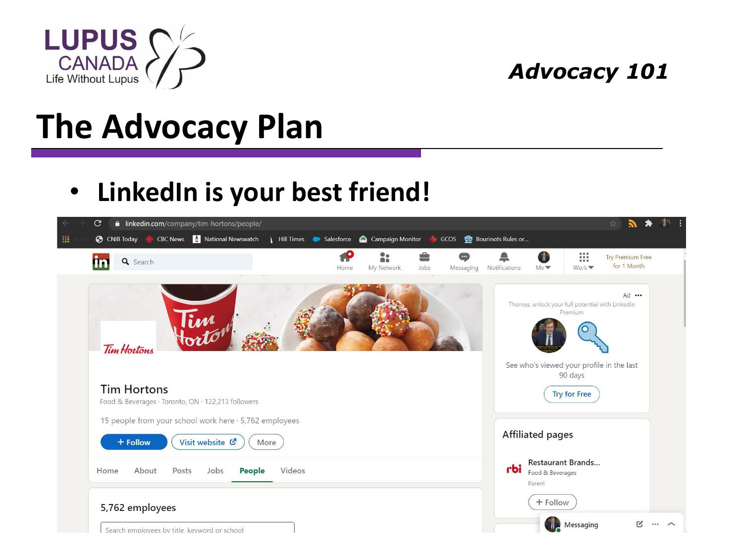# The Advocacy Plan

- **LinkedIn is your best friend!**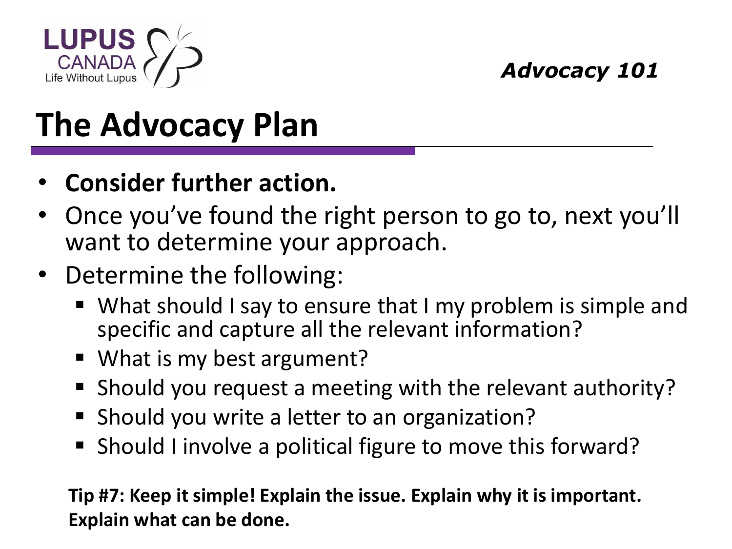# The Advocacy Plan

- **Consider further action.**
- Once you've found the right person to go to, next you'll want to determine your approach.
- Determine the following:
  - What should I say to ensure that I my problem is simple and specific and capture all the relevant information?
  - What is my best argument?
  - Should you request a meeting with the relevant authority?
  - Should you write a letter to an organization?
  - Should I involve a political figure to move this forward?

**Tip #7: Keep it simple! Explain the issue. Explain why it is important. Explain what can be done.**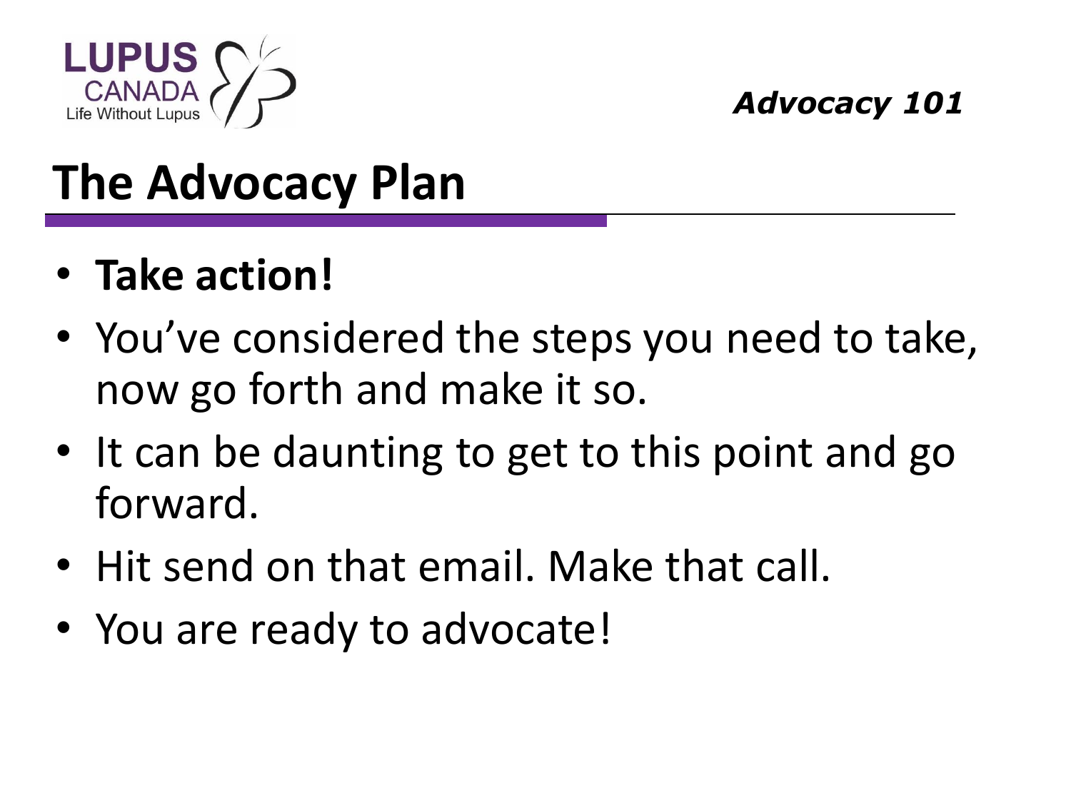*Advocacy 101*

# The Advocacy Plan

- **Take action!**
- You've considered the steps you need to take, now go forth and make it so.
- It can be daunting to get to this point and go forward.
- Hit send on that email. Make that call.
- You are ready to advocate!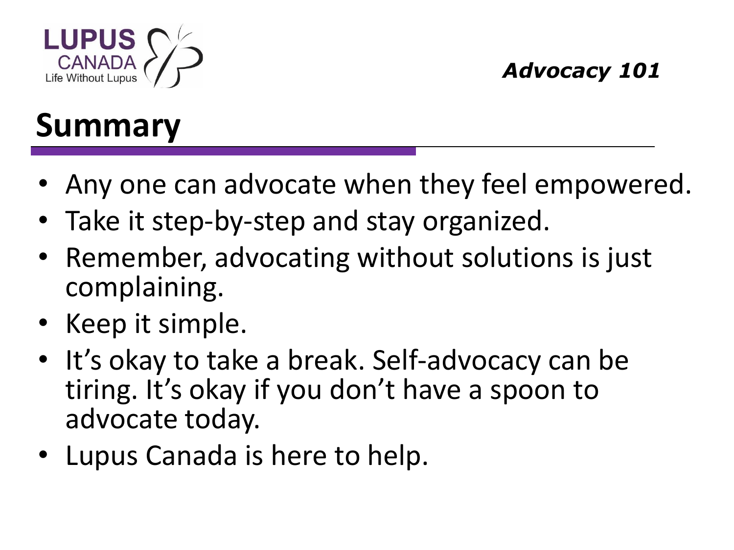# Summary

- Any one can advocate when they feel empowered.
- Take it step-by-step and stay organized.
- Remember, advocating without solutions is just complaining.
- Keep it simple.
- It's okay to take a break. Self-advocacy can be tiring. It's okay if you don't have a spoon to advocate today.
- Lupus Canada is here to help.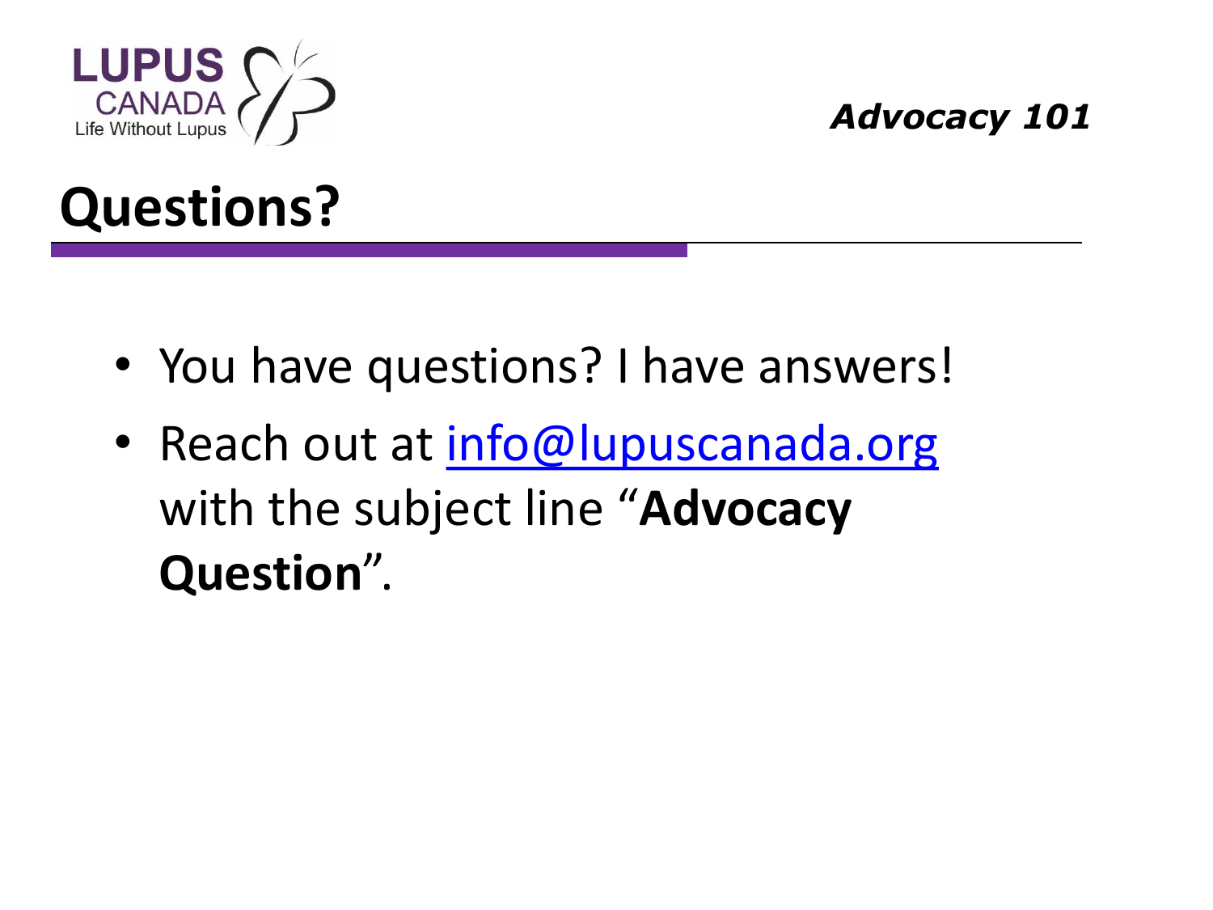# Questions?

- You have questions? I have answers!
- Reach out at info@lupuscanada.org with the subject line "**Advocacy Question**".